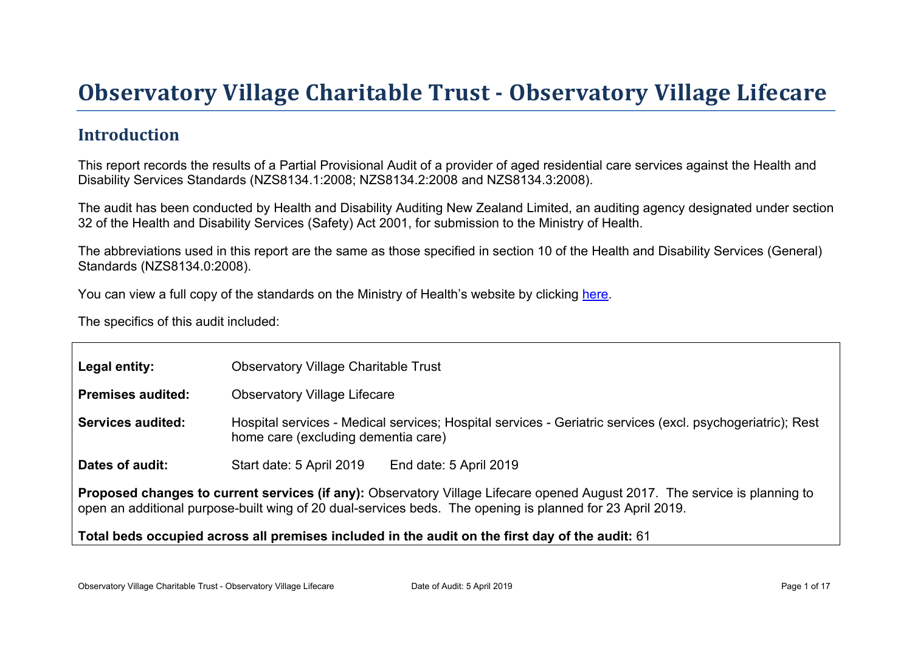# Observatory Village Charitable Trust - Observatory Village Lifecare

## Introduction

This report records the results of a Partial Provisional Audit of a provider of aged residential care services against the Health and Disability Services Standards (NZS8134.1:2008; NZS8134.2:2008 and NZS8134.3:2008).

The audit has been conducted by Health and Disability Auditing New Zealand Limited, an auditing agency designated under section 32 of the Health and Disability Services (Safety) Act 2001, for submission to the Ministry of Health.

The abbreviations used in this report are the same as those specified in section 10 of the Health and Disability Services (General) Standards (NZS8134.0:2008).

You can view a full copy of the standards on the Ministry of Health's website by clicking here.

The specifics of this audit included:

| | |
|---|---|
| **Legal entity:** | Observatory Village Charitable Trust |
| **Premises audited:** | Observatory Village Lifecare |
| **Services audited:** | Hospital services - Medical services; Hospital services - Geriatric services (excl. psychogeriatric); Rest home care (excluding dementia care) |
| **Dates of audit:** | Start date: 5 April 2019 End date: 5 April 2019 |

**Proposed changes to current services (if any):** Observatory Village Lifecare opened August 2017. The service is planning to open an additional purpose-built wing of 20 dual-services beds. The opening is planned for 23 April 2019.

**Total beds occupied across all premises included in the audit on the first day of the audit:** 61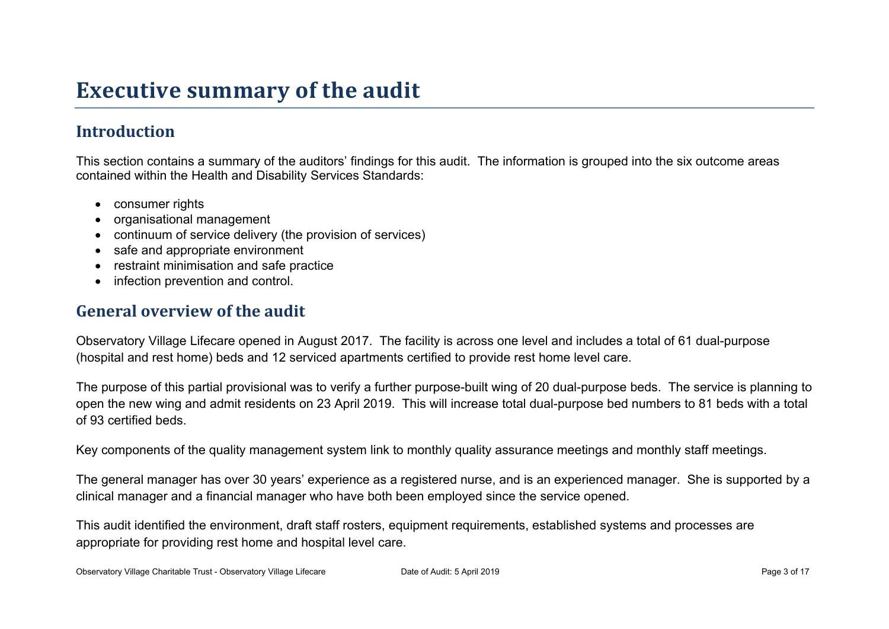# Executive summary of the audit

## Introduction

This section contains a summary of the auditors' findings for this audit. The information is grouped into the six outcome areas contained within the Health and Disability Services Standards:

- consumer rights
- organisational management
- continuum of service delivery (the provision of services)
- safe and appropriate environment
- restraint minimisation and safe practice
- infection prevention and control.

## General overview of the audit

Observatory Village Lifecare opened in August 2017. The facility is across one level and includes a total of 61 dual-purpose (hospital and rest home) beds and 12 serviced apartments certified to provide rest home level care.

The purpose of this partial provisional was to verify a further purpose-built wing of 20 dual-purpose beds. The service is planning to open the new wing and admit residents on 23 April 2019. This will increase total dual-purpose bed numbers to 81 beds with a total of 93 certified beds.

Key components of the quality management system link to monthly quality assurance meetings and monthly staff meetings.

The general manager has over 30 years' experience as a registered nurse, and is an experienced manager. She is supported by a clinical manager and a financial manager who have both been employed since the service opened.

This audit identified the environment, draft staff rosters, equipment requirements, established systems and processes are appropriate for providing rest home and hospital level care.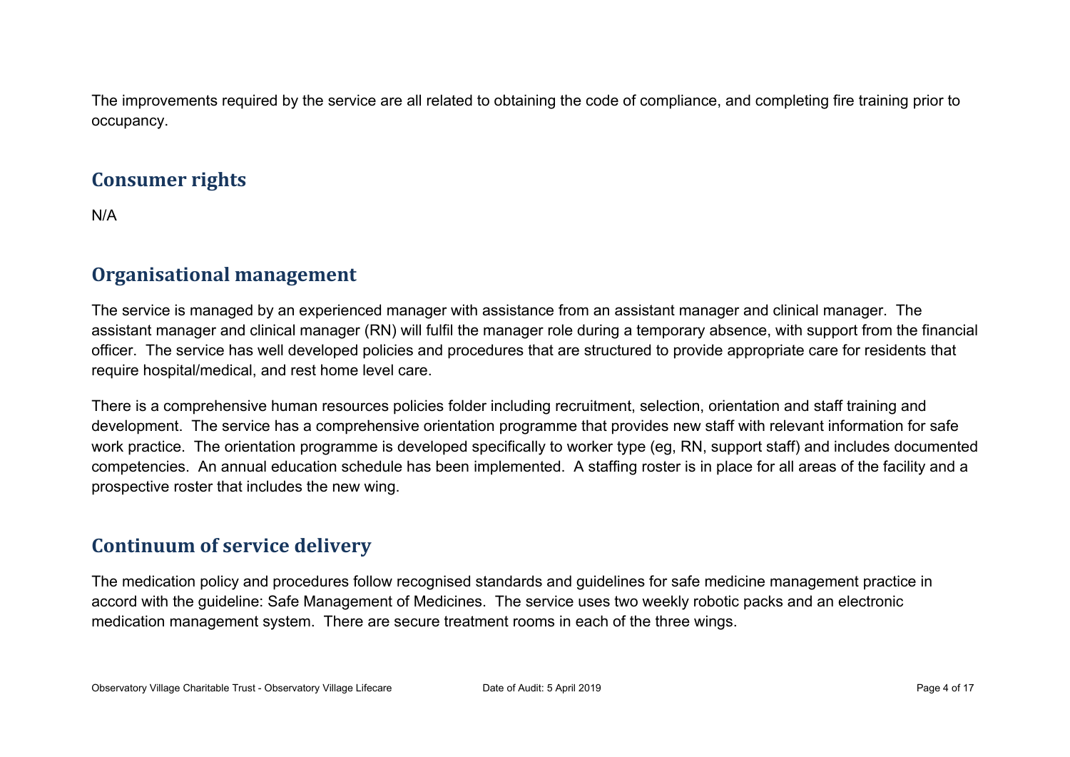The improvements required by the service are all related to obtaining the code of compliance, and completing fire training prior to occupancy.

## Consumer rights

N/A

## Organisational management

The service is managed by an experienced manager with assistance from an assistant manager and clinical manager. The assistant manager and clinical manager (RN) will fulfil the manager role during a temporary absence, with support from the financial officer. The service has well developed policies and procedures that are structured to provide appropriate care for residents that require hospital/medical, and rest home level care.

There is a comprehensive human resources policies folder including recruitment, selection, orientation and staff training and development. The service has a comprehensive orientation programme that provides new staff with relevant information for safe work practice. The orientation programme is developed specifically to worker type (eg, RN, support staff) and includes documented competencies. An annual education schedule has been implemented. A staffing roster is in place for all areas of the facility and a prospective roster that includes the new wing.

## Continuum of service delivery

The medication policy and procedures follow recognised standards and guidelines for safe medicine management practice in accord with the guideline: Safe Management of Medicines. The service uses two weekly robotic packs and an electronic medication management system. There are secure treatment rooms in each of the three wings.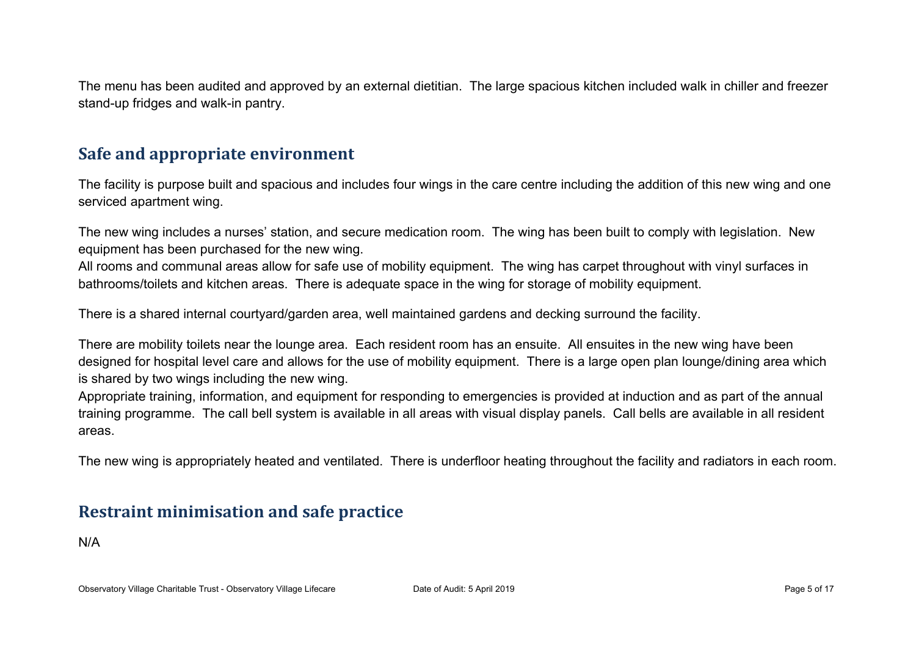The menu has been audited and approved by an external dietitian. The large spacious kitchen included walk in chiller and freezer stand-up fridges and walk-in pantry.

## Safe and appropriate environment

The facility is purpose built and spacious and includes four wings in the care centre including the addition of this new wing and one serviced apartment wing.

The new wing includes a nurses' station, and secure medication room. The wing has been built to comply with legislation. New equipment has been purchased for the new wing.
All rooms and communal areas allow for safe use of mobility equipment. The wing has carpet throughout with vinyl surfaces in bathrooms/toilets and kitchen areas. There is adequate space in the wing for storage of mobility equipment.

There is a shared internal courtyard/garden area, well maintained gardens and decking surround the facility.

There are mobility toilets near the lounge area. Each resident room has an ensuite. All ensuites in the new wing have been designed for hospital level care and allows for the use of mobility equipment. There is a large open plan lounge/dining area which is shared by two wings including the new wing.
Appropriate training, information, and equipment for responding to emergencies is provided at induction and as part of the annual training programme. The call bell system is available in all areas with visual display panels. Call bells are available in all resident areas.

The new wing is appropriately heated and ventilated. There is underfloor heating throughout the facility and radiators in each room.

## Restraint minimisation and safe practice

N/A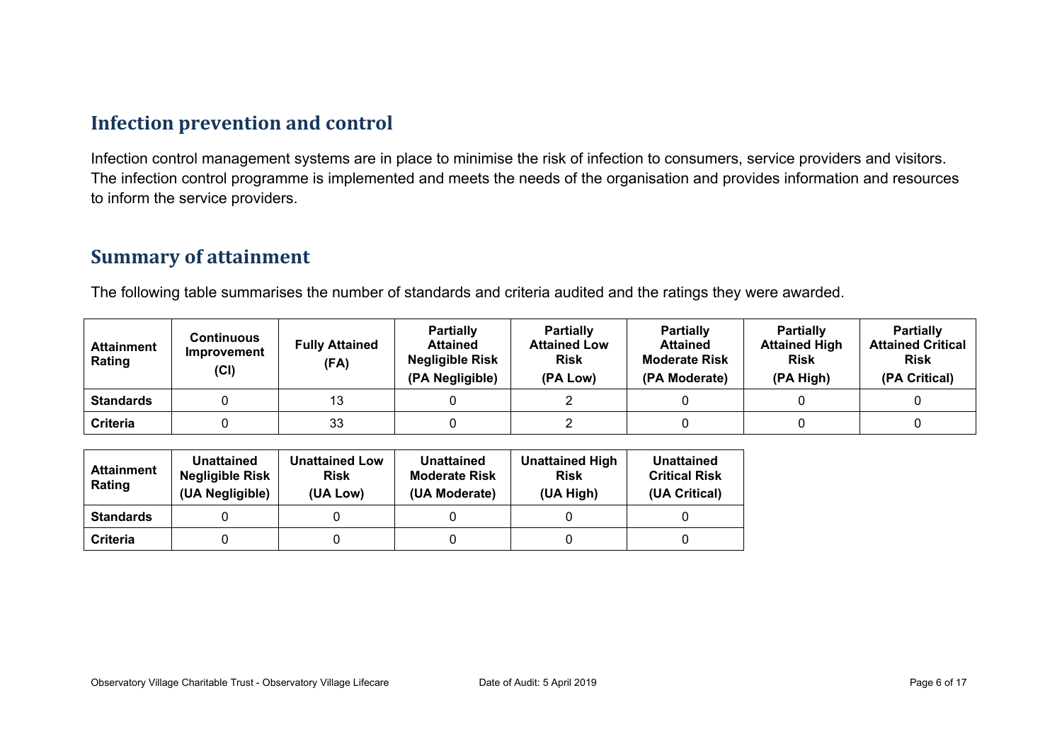## Infection prevention and control

Infection control management systems are in place to minimise the risk of infection to consumers, service providers and visitors. The infection control programme is implemented and meets the needs of the organisation and provides information and resources to inform the service providers.

## Summary of attainment

The following table summarises the number of standards and criteria audited and the ratings they were awarded.

| Attainment Rating | Continuous Improvement (CI) | Fully Attained (FA) | Partially Attained Negligible Risk (PA Negligible) | Partially Attained Low Risk (PA Low) | Partially Attained Moderate Risk (PA Moderate) | Partially Attained High Risk (PA High) | Partially Attained Critical Risk (PA Critical) |
|---|---|---|---|---|---|---|---|
| **Standards** | 0 | 13 | 0 | 2 | 0 | 0 | 0 |
| **Criteria** | 0 | 33 | 0 | 2 | 0 | 0 | 0 |

| Attainment Rating | Unattained Negligible Risk (UA Negligible) | Unattained Low Risk (UA Low) | Unattained Moderate Risk (UA Moderate) | Unattained High Risk (UA High) | Unattained Critical Risk (UA Critical) |
|---|---|---|---|---|---|
| **Standards** | 0 | 0 | 0 | 0 | 0 |
| **Criteria** | 0 | 0 | 0 | 0 | 0 |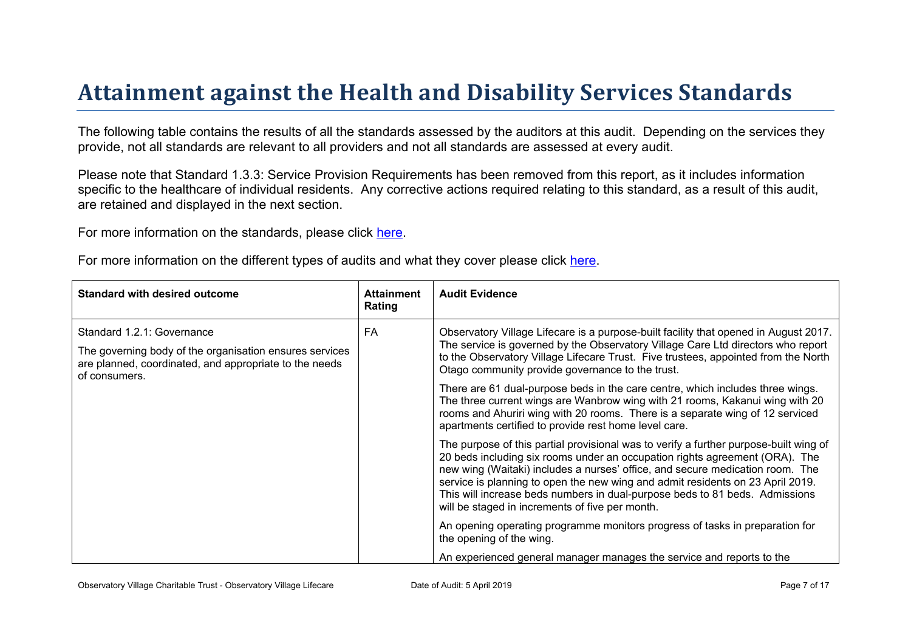# Attainment against the Health and Disability Services Standards

The following table contains the results of all the standards assessed by the auditors at this audit. Depending on the services they provide, not all standards are relevant to all providers and not all standards are assessed at every audit.

Please note that Standard 1.3.3: Service Provision Requirements has been removed from this report, as it includes information specific to the healthcare of individual residents. Any corrective actions required relating to this standard, as a result of this audit, are retained and displayed in the next section.

For more information on the standards, please click here.

For more information on the different types of audits and what they cover please click here.

| Standard with desired outcome | Attainment Rating | Audit Evidence |
|---|---|---|
| Standard 1.2.1: Governance<br><br>The governing body of the organisation ensures services are planned, coordinated, and appropriate to the needs of consumers. | FA | Observatory Village Lifecare is a purpose-built facility that opened in August 2017. The service is governed by the Observatory Village Care Ltd directors who report to the Observatory Village Lifecare Trust. Five trustees, appointed from the North Otago community provide governance to the trust.<br><br>There are 61 dual-purpose beds in the care centre, which includes three wings. The three current wings are Wanbrow wing with 21 rooms, Kakanui wing with 20 rooms and Ahuriri wing with 20 rooms. There is a separate wing of 12 serviced apartments certified to provide rest home level care.<br><br>The purpose of this partial provisional was to verify a further purpose-built wing of 20 beds including six rooms under an occupation rights agreement (ORA). The new wing (Waitaki) includes a nurses' office, and secure medication room. The service is planning to open the new wing and admit residents on 23 April 2019. This will increase beds numbers in dual-purpose beds to 81 beds. Admissions will be staged in increments of five per month.<br><br>An opening operating programme monitors progress of tasks in preparation for the opening of the wing.<br><br>An experienced general manager manages the service and reports to the |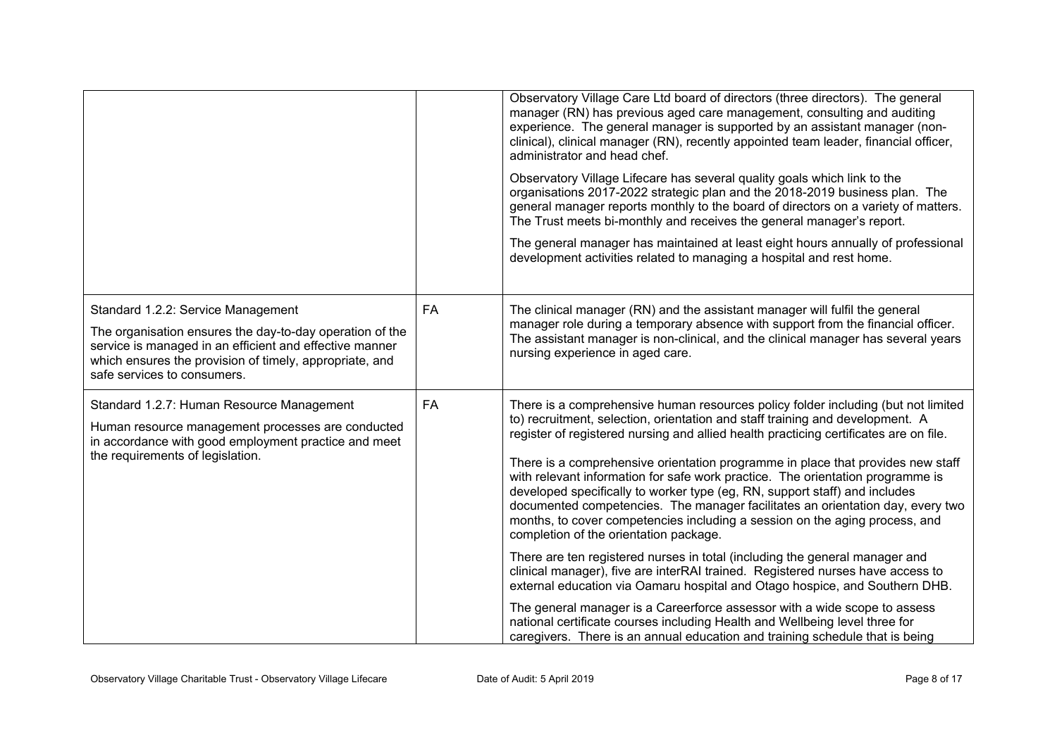| | | |
|---|---|---|
| | | Observatory Village Care Ltd board of directors (three directors). The general manager (RN) has previous aged care management, consulting and auditing experience. The general manager is supported by an assistant manager (non-clinical), clinical manager (RN), recently appointed team leader, financial officer, administrator and head chef.<br><br>Observatory Village Lifecare has several quality goals which link to the organisations 2017-2022 strategic plan and the 2018-2019 business plan. The general manager reports monthly to the board of directors on a variety of matters. The Trust meets bi-monthly and receives the general manager's report.<br><br>The general manager has maintained at least eight hours annually of professional development activities related to managing a hospital and rest home. |
| Standard 1.2.2: Service Management<br><br>The organisation ensures the day-to-day operation of the service is managed in an efficient and effective manner which ensures the provision of timely, appropriate, and safe services to consumers. | FA | The clinical manager (RN) and the assistant manager will fulfil the general manager role during a temporary absence with support from the financial officer. The assistant manager is non-clinical, and the clinical manager has several years nursing experience in aged care. |
| Standard 1.2.7: Human Resource Management<br><br>Human resource management processes are conducted in accordance with good employment practice and meet the requirements of legislation. | FA | There is a comprehensive human resources policy folder including (but not limited to) recruitment, selection, orientation and staff training and development. A register of registered nursing and allied health practicing certificates are on file.<br><br>There is a comprehensive orientation programme in place that provides new staff with relevant information for safe work practice. The orientation programme is developed specifically to worker type (eg, RN, support staff) and includes documented competencies. The manager facilitates an orientation day, every two months, to cover competencies including a session on the aging process, and completion of the orientation package.<br><br>There are ten registered nurses in total (including the general manager and clinical manager), five are interRAI trained. Registered nurses have access to external education via Oamaru hospital and Otago hospice, and Southern DHB.<br><br>The general manager is a Careerforce assessor with a wide scope to assess national certificate courses including Health and Wellbeing level three for caregivers. There is an annual education and training schedule that is being |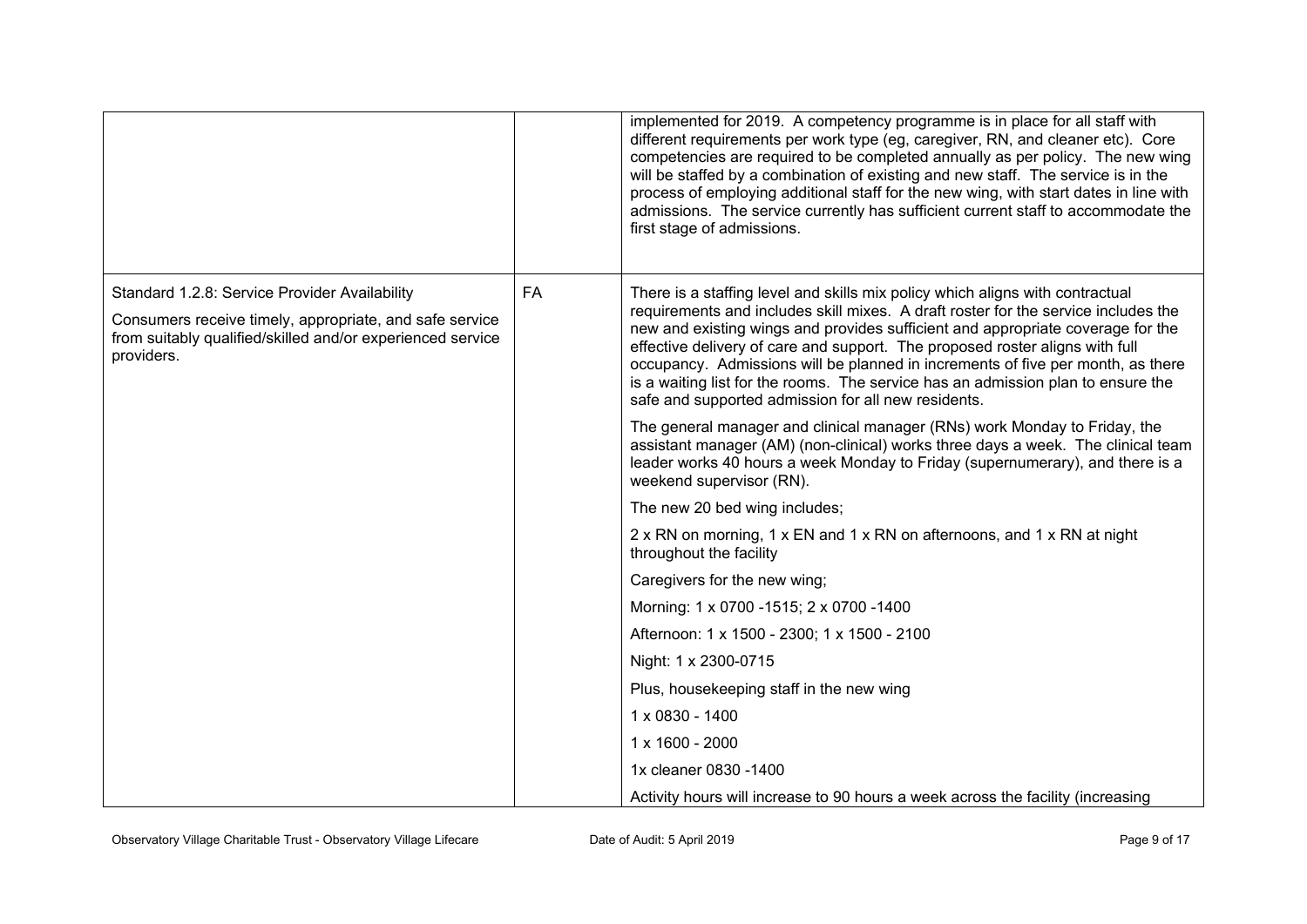| | | |
|---|---|---|
| | | implemented for 2019. A competency programme is in place for all staff with different requirements per work type (eg, caregiver, RN, and cleaner etc). Core competencies are required to be completed annually as per policy. The new wing will be staffed by a combination of existing and new staff. The service is in the process of employing additional staff for the new wing, with start dates in line with admissions. The service currently has sufficient current staff to accommodate the first stage of admissions. |
| Standard 1.2.8: Service Provider Availability<br><br>Consumers receive timely, appropriate, and safe service from suitably qualified/skilled and/or experienced service providers. | FA | There is a staffing level and skills mix policy which aligns with contractual requirements and includes skill mixes. A draft roster for the service includes the new and existing wings and provides sufficient and appropriate coverage for the effective delivery of care and support. The proposed roster aligns with full occupancy. Admissions will be planned in increments of five per month, as there is a waiting list for the rooms. The service has an admission plan to ensure the safe and supported admission for all new residents.<br><br>The general manager and clinical manager (RNs) work Monday to Friday, the assistant manager (AM) (non-clinical) works three days a week. The clinical team leader works 40 hours a week Monday to Friday (supernumerary), and there is a weekend supervisor (RN).<br><br>The new 20 bed wing includes;<br><br>2 x RN on morning, 1 x EN and 1 x RN on afternoons, and 1 x RN at night throughout the facility<br><br>Caregivers for the new wing;<br><br>Morning: 1 x 0700 -1515; 2 x 0700 -1400<br><br>Afternoon: 1 x 1500 - 2300; 1 x 1500 - 2100<br><br>Night: 1 x 2300-0715<br><br>Plus, housekeeping staff in the new wing<br><br>1 x 0830 - 1400<br><br>1 x 1600 - 2000<br><br>1x cleaner 0830 -1400<br><br>Activity hours will increase to 90 hours a week across the facility (increasing |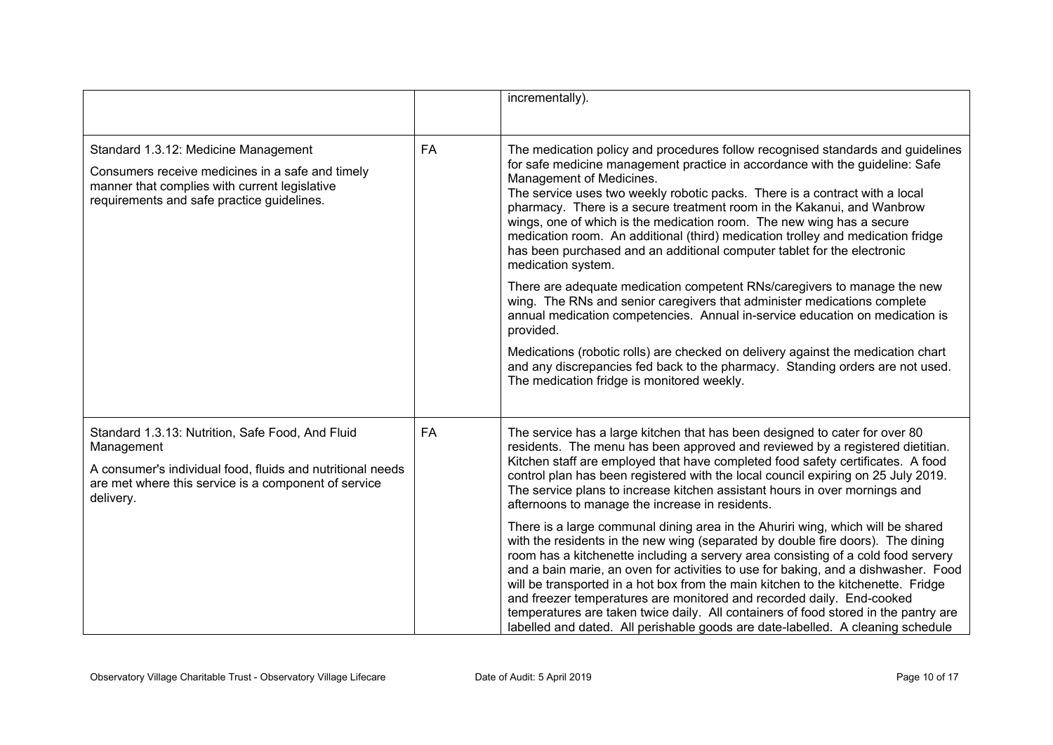|  |  |  |
|---|---|---|
|  |  | incrementally). |
| Standard 1.3.12: Medicine Management<br><br>Consumers receive medicines in a safe and timely manner that complies with current legislative requirements and safe practice guidelines. | FA | The medication policy and procedures follow recognised standards and guidelines for safe medicine management practice in accordance with the guideline: Safe Management of Medicines.<br>The service uses two weekly robotic packs. There is a contract with a local pharmacy. There is a secure treatment room in the Kakanui, and Wanbrow wings, one of which is the medication room. The new wing has a secure medication room. An additional (third) medication trolley and medication fridge has been purchased and an additional computer tablet for the electronic medication system.<br><br>There are adequate medication competent RNs/caregivers to manage the new wing. The RNs and senior caregivers that administer medications complete annual medication competencies. Annual in-service education on medication is provided.<br><br>Medications (robotic rolls) are checked on delivery against the medication chart and any discrepancies fed back to the pharmacy. Standing orders are not used. The medication fridge is monitored weekly. |
| Standard 1.3.13: Nutrition, Safe Food, And Fluid Management<br><br>A consumer's individual food, fluids and nutritional needs are met where this service is a component of service delivery. | FA | The service has a large kitchen that has been designed to cater for over 80 residents. The menu has been approved and reviewed by a registered dietitian. Kitchen staff are employed that have completed food safety certificates. A food control plan has been registered with the local council expiring on 25 July 2019. The service plans to increase kitchen assistant hours in over mornings and afternoons to manage the increase in residents.<br><br>There is a large communal dining area in the Ahuriri wing, which will be shared with the residents in the new wing (separated by double fire doors). The dining room has a kitchenette including a servery area consisting of a cold food servery and a bain marie, an oven for activities to use for baking, and a dishwasher. Food will be transported in a hot box from the main kitchen to the kitchenette. Fridge and freezer temperatures are monitored and recorded daily. End-cooked temperatures are taken twice daily. All containers of food stored in the pantry are labelled and dated. All perishable goods are date-labelled. A cleaning schedule |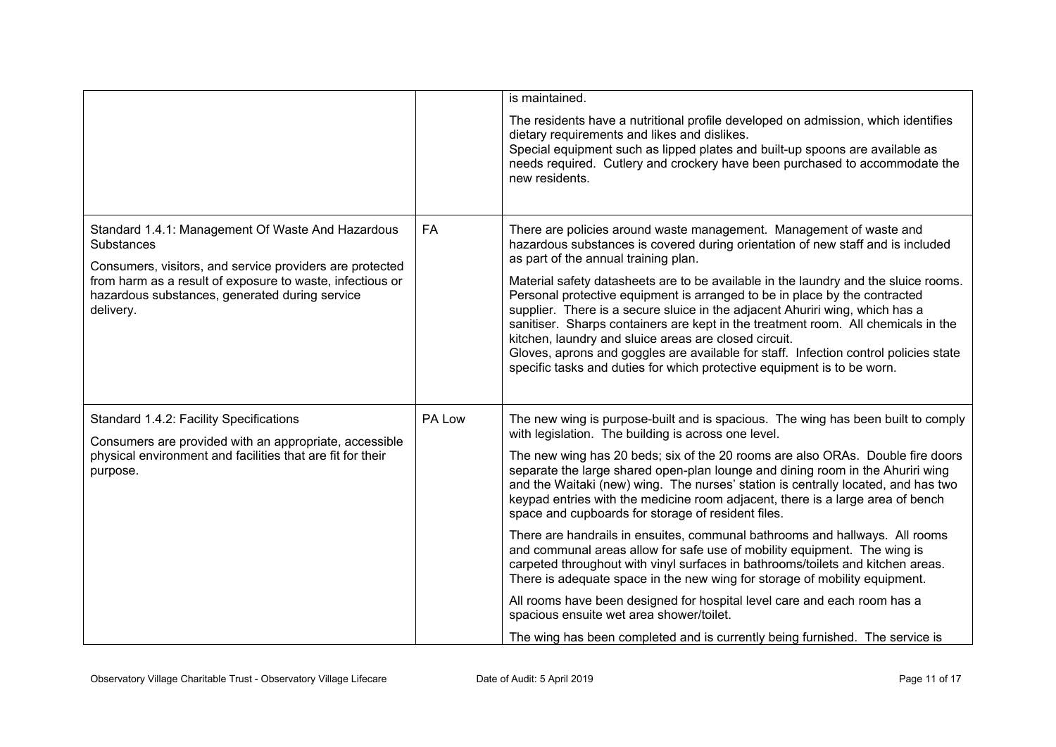| | | |
|---|---|---|
| | | is maintained.<br><br>The residents have a nutritional profile developed on admission, which identifies dietary requirements and likes and dislikes.<br>Special equipment such as lipped plates and built-up spoons are available as needs required. Cutlery and crockery have been purchased to accommodate the new residents. |
| Standard 1.4.1: Management Of Waste And Hazardous Substances<br><br>Consumers, visitors, and service providers are protected from harm as a result of exposure to waste, infectious or hazardous substances, generated during service delivery. | FA | There are policies around waste management. Management of waste and hazardous substances is covered during orientation of new staff and is included as part of the annual training plan.<br><br>Material safety datasheets are to be available in the laundry and the sluice rooms. Personal protective equipment is arranged to be in place by the contracted supplier. There is a secure sluice in the adjacent Ahuriri wing, which has a sanitiser. Sharps containers are kept in the treatment room. All chemicals in the kitchen, laundry and sluice areas are closed circuit.<br>Gloves, aprons and goggles are available for staff. Infection control policies state specific tasks and duties for which protective equipment is to be worn. |
| Standard 1.4.2: Facility Specifications<br><br>Consumers are provided with an appropriate, accessible physical environment and facilities that are fit for their purpose. | PA Low | The new wing is purpose-built and is spacious. The wing has been built to comply with legislation. The building is across one level.<br><br>The new wing has 20 beds; six of the 20 rooms are also ORAs. Double fire doors separate the large shared open-plan lounge and dining room in the Ahuriri wing and the Waitaki (new) wing. The nurses' station is centrally located, and has two keypad entries with the medicine room adjacent, there is a large area of bench space and cupboards for storage of resident files.<br><br>There are handrails in ensuites, communal bathrooms and hallways. All rooms and communal areas allow for safe use of mobility equipment. The wing is carpeted throughout with vinyl surfaces in bathrooms/toilets and kitchen areas. There is adequate space in the new wing for storage of mobility equipment.<br><br>All rooms have been designed for hospital level care and each room has a spacious ensuite wet area shower/toilet.<br><br>The wing has been completed and is currently being furnished. The service is |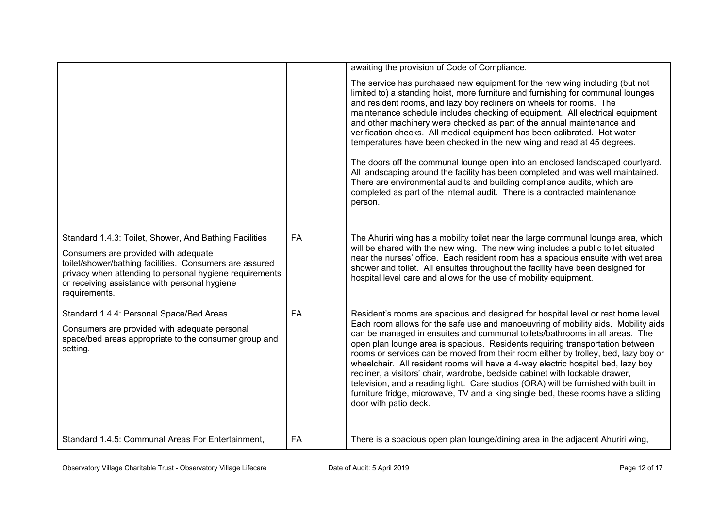| | | |
|---|---|---|
| | | awaiting the provision of Code of Compliance.<br><br>The service has purchased new equipment for the new wing including (but not limited to) a standing hoist, more furniture and furnishing for communal lounges and resident rooms, and lazy boy recliners on wheels for rooms. The maintenance schedule includes checking of equipment. All electrical equipment and other machinery were checked as part of the annual maintenance and verification checks. All medical equipment has been calibrated. Hot water temperatures have been checked in the new wing and read at 45 degrees.<br><br>The doors off the communal lounge open into an enclosed landscaped courtyard. All landscaping around the facility has been completed and was well maintained. There are environmental audits and building compliance audits, which are completed as part of the internal audit. There is a contracted maintenance person. |
| Standard 1.4.3: Toilet, Shower, And Bathing Facilities<br><br>Consumers are provided with adequate toilet/shower/bathing facilities. Consumers are assured privacy when attending to personal hygiene requirements or receiving assistance with personal hygiene requirements. | FA | The Ahuriri wing has a mobility toilet near the large communal lounge area, which will be shared with the new wing. The new wing includes a public toilet situated near the nurses' office. Each resident room has a spacious ensuite with wet area shower and toilet. All ensuites throughout the facility have been designed for hospital level care and allows for the use of mobility equipment. |
| Standard 1.4.4: Personal Space/Bed Areas<br><br>Consumers are provided with adequate personal space/bed areas appropriate to the consumer group and setting. | FA | Resident's rooms are spacious and designed for hospital level or rest home level. Each room allows for the safe use and manoeuvring of mobility aids. Mobility aids can be managed in ensuites and communal toilets/bathrooms in all areas. The open plan lounge area is spacious. Residents requiring transportation between rooms or services can be moved from their room either by trolley, bed, lazy boy or wheelchair. All resident rooms will have a 4-way electric hospital bed, lazy boy recliner, a visitors' chair, wardrobe, bedside cabinet with lockable drawer, television, and a reading light. Care studios (ORA) will be furnished with built in furniture fridge, microwave, TV and a king single bed, these rooms have a sliding door with patio deck. |
| Standard 1.4.5: Communal Areas For Entertainment, | FA | There is a spacious open plan lounge/dining area in the adjacent Ahuriri wing, |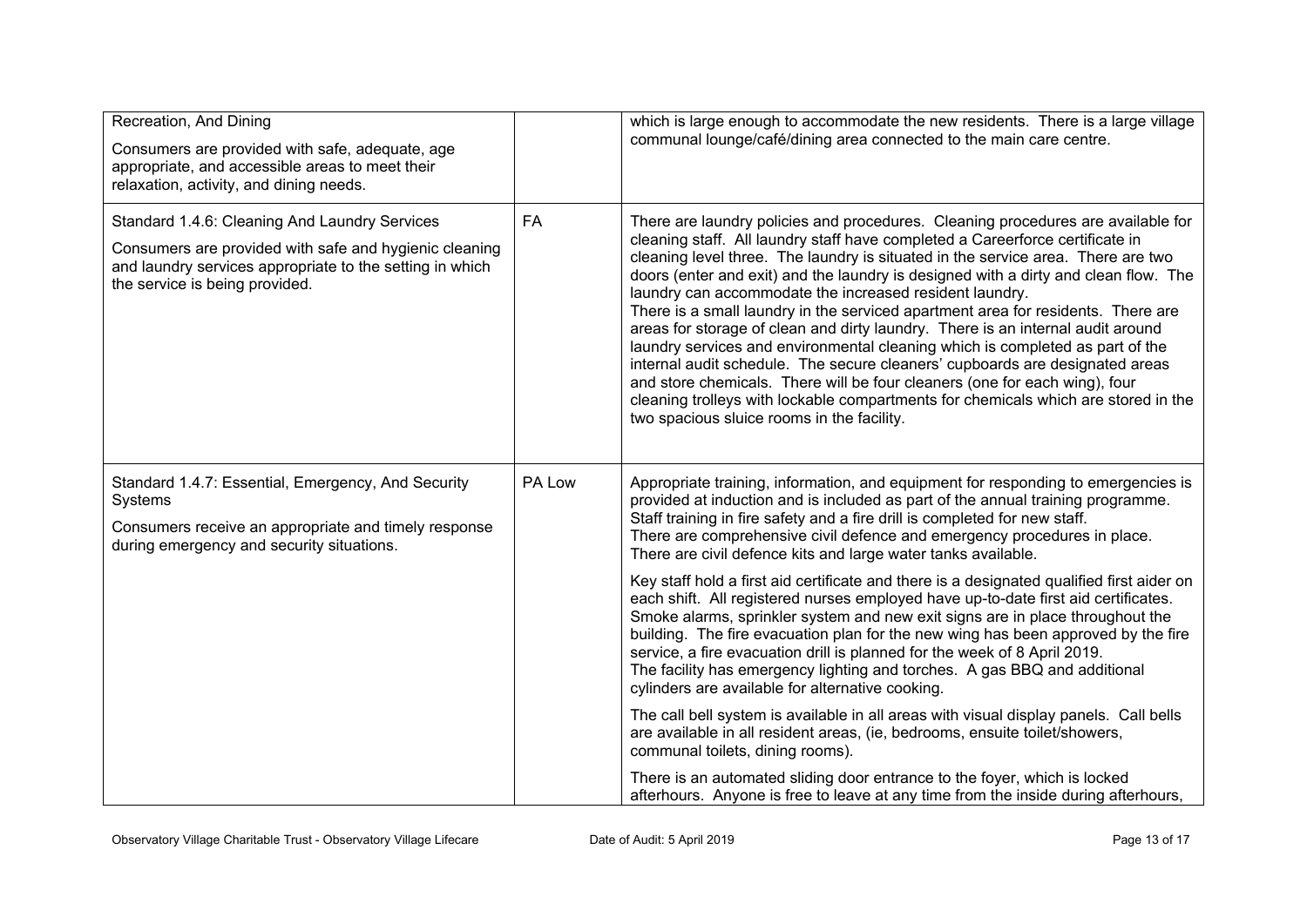| | | |
|---|---|---|
| Recreation, And Dining<br><br>Consumers are provided with safe, adequate, age appropriate, and accessible areas to meet their relaxation, activity, and dining needs. | | which is large enough to accommodate the new residents. There is a large village communal lounge/café/dining area connected to the main care centre. |
| Standard 1.4.6: Cleaning And Laundry Services<br><br>Consumers are provided with safe and hygienic cleaning and laundry services appropriate to the setting in which the service is being provided. | FA | There are laundry policies and procedures. Cleaning procedures are available for cleaning staff. All laundry staff have completed a Careerforce certificate in cleaning level three. The laundry is situated in the service area. There are two doors (enter and exit) and the laundry is designed with a dirty and clean flow. The laundry can accommodate the increased resident laundry.<br>There is a small laundry in the serviced apartment area for residents. There are areas for storage of clean and dirty laundry. There is an internal audit around laundry services and environmental cleaning which is completed as part of the internal audit schedule. The secure cleaners' cupboards are designated areas and store chemicals. There will be four cleaners (one for each wing), four cleaning trolleys with lockable compartments for chemicals which are stored in the two spacious sluice rooms in the facility. |
| Standard 1.4.7: Essential, Emergency, And Security Systems<br><br>Consumers receive an appropriate and timely response during emergency and security situations. | PA Low | Appropriate training, information, and equipment for responding to emergencies is provided at induction and is included as part of the annual training programme. Staff training in fire safety and a fire drill is completed for new staff.<br>There are comprehensive civil defence and emergency procedures in place. There are civil defence kits and large water tanks available.<br><br>Key staff hold a first aid certificate and there is a designated qualified first aider on each shift. All registered nurses employed have up-to-date first aid certificates. Smoke alarms, sprinkler system and new exit signs are in place throughout the building. The fire evacuation plan for the new wing has been approved by the fire service, a fire evacuation drill is planned for the week of 8 April 2019.<br>The facility has emergency lighting and torches. A gas BBQ and additional cylinders are available for alternative cooking.<br><br>The call bell system is available in all areas with visual display panels. Call bells are available in all resident areas, (ie, bedrooms, ensuite toilet/showers, communal toilets, dining rooms).<br><br>There is an automated sliding door entrance to the foyer, which is locked afterhours. Anyone is free to leave at any time from the inside during afterhours, |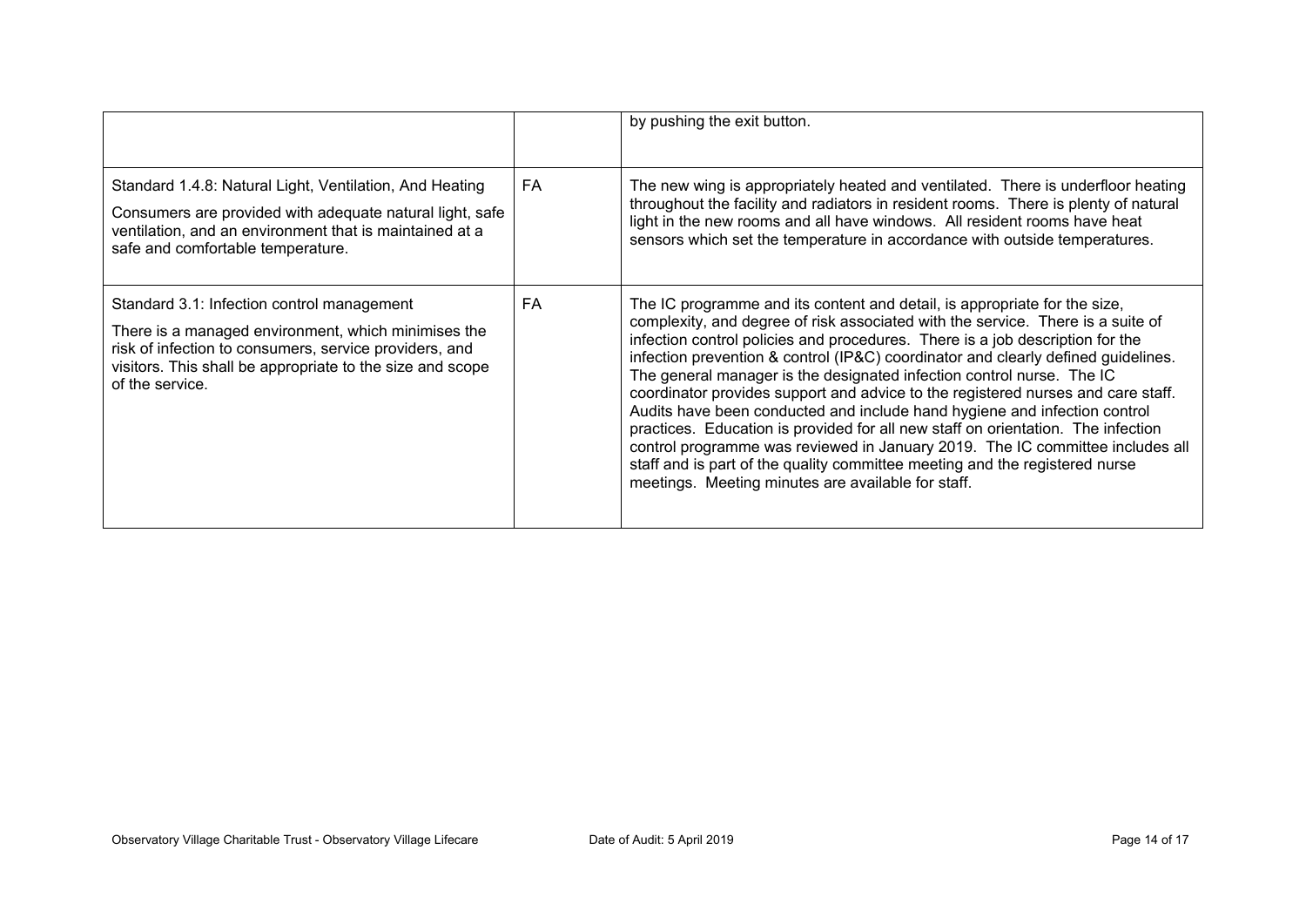| | | |
|---|---|---|
| | | by pushing the exit button. |
| Standard 1.4.8: Natural Light, Ventilation, And Heating<br><br>Consumers are provided with adequate natural light, safe ventilation, and an environment that is maintained at a safe and comfortable temperature. | FA | The new wing is appropriately heated and ventilated. There is underfloor heating throughout the facility and radiators in resident rooms. There is plenty of natural light in the new rooms and all have windows. All resident rooms have heat sensors which set the temperature in accordance with outside temperatures. |
| Standard 3.1: Infection control management<br><br>There is a managed environment, which minimises the risk of infection to consumers, service providers, and visitors. This shall be appropriate to the size and scope of the service. | FA | The IC programme and its content and detail, is appropriate for the size, complexity, and degree of risk associated with the service. There is a suite of infection control policies and procedures. There is a job description for the infection prevention & control (IP&C) coordinator and clearly defined guidelines. The general manager is the designated infection control nurse. The IC coordinator provides support and advice to the registered nurses and care staff. Audits have been conducted and include hand hygiene and infection control practices. Education is provided for all new staff on orientation. The infection control programme was reviewed in January 2019. The IC committee includes all staff and is part of the quality committee meeting and the registered nurse meetings. Meeting minutes are available for staff. |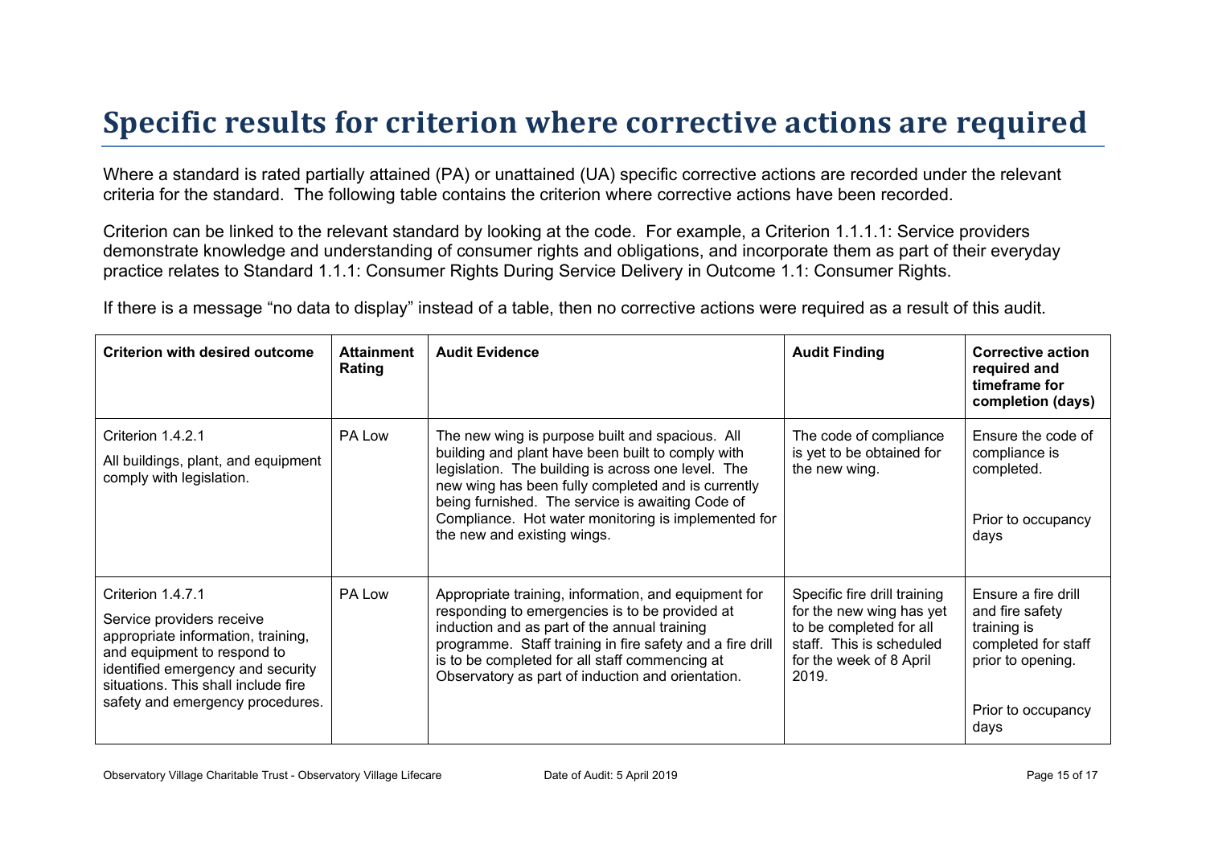# Specific results for criterion where corrective actions are required

Where a standard is rated partially attained (PA) or unattained (UA) specific corrective actions are recorded under the relevant criteria for the standard. The following table contains the criterion where corrective actions have been recorded.

Criterion can be linked to the relevant standard by looking at the code. For example, a Criterion 1.1.1.1: Service providers demonstrate knowledge and understanding of consumer rights and obligations, and incorporate them as part of their everyday practice relates to Standard 1.1.1: Consumer Rights During Service Delivery in Outcome 1.1: Consumer Rights.

If there is a message "no data to display" instead of a table, then no corrective actions were required as a result of this audit.

| Criterion with desired outcome | Attainment Rating | Audit Evidence | Audit Finding | Corrective action required and timeframe for completion (days) |
|---|---|---|---|---|
| Criterion 1.4.2.1<br>All buildings, plant, and equipment comply with legislation. | PA Low | The new wing is purpose built and spacious. All building and plant have been built to comply with legislation. The building is across one level. The new wing has been fully completed and is currently being furnished. The service is awaiting Code of Compliance. Hot water monitoring is implemented for the new and existing wings. | The code of compliance is yet to be obtained for the new wing. | Ensure the code of compliance is completed.<br><br>Prior to occupancy days |
| Criterion 1.4.7.1<br>Service providers receive appropriate information, training, and equipment to respond to identified emergency and security situations. This shall include fire safety and emergency procedures. | PA Low | Appropriate training, information, and equipment for responding to emergencies is to be provided at induction and as part of the annual training programme. Staff training in fire safety and a fire drill is to be completed for all staff commencing at Observatory as part of induction and orientation. | Specific fire drill training for the new wing has yet to be completed for all staff. This is scheduled for the week of 8 April 2019. | Ensure a fire drill and fire safety training is completed for staff prior to opening.<br><br>Prior to occupancy days |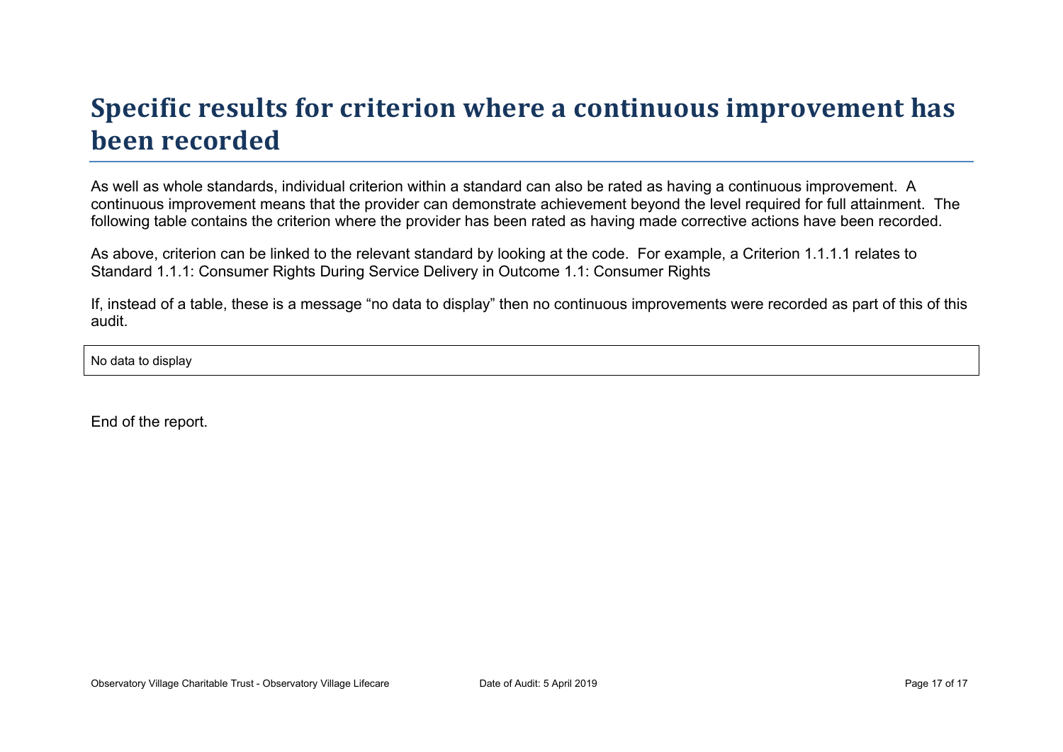# Specific results for criterion where a continuous improvement has been recorded

As well as whole standards, individual criterion within a standard can also be rated as having a continuous improvement. A continuous improvement means that the provider can demonstrate achievement beyond the level required for full attainment. The following table contains the criterion where the provider has been rated as having made corrective actions have been recorded.

As above, criterion can be linked to the relevant standard by looking at the code. For example, a Criterion 1.1.1.1 relates to Standard 1.1.1: Consumer Rights During Service Delivery in Outcome 1.1: Consumer Rights

If, instead of a table, these is a message “no data to display” then no continuous improvements were recorded as part of this of this audit.

| |
|---|
| No data to display |

End of the report.